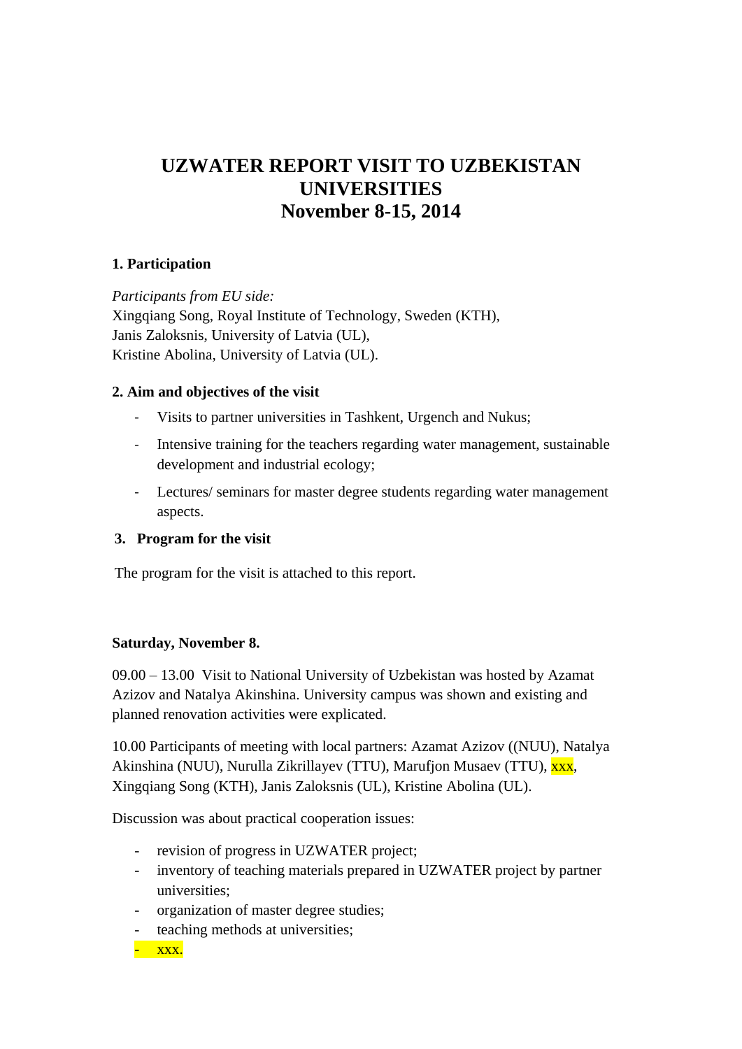# UZWATER REPORT VISIT TO UZBEKISTAN UNIVERSITIES
# November 8-15, 2014

## 1. Participation

*Participants from EU side:*
Xingqiang Song, Royal Institute of Technology, Sweden (KTH),
Janis Zaloksnis, University of Latvia (UL),
Kristine Abolina, University of Latvia (UL).

## 2. Aim and objectives of the visit

- Visits to partner universities in Tashkent, Urgench and Nukus;
- Intensive training for the teachers regarding water management, sustainable development and industrial ecology;
- Lectures/ seminars for master degree students regarding water management aspects.

## 3. Program for the visit

The program for the visit is attached to this report.

**Saturday, November 8.**

09.00 – 13.00 Visit to National University of Uzbekistan was hosted by Azamat Azizov and Natalya Akinshina. University campus was shown and existing and planned renovation activities were explicated.

10.00 Participants of meeting with local partners: Azamat Azizov ((NUU), Natalya Akinshina (NUU), Nurulla Zikrillayev (TTU), Marufjon Musaev (TTU), xxx, Xingqiang Song (KTH), Janis Zaloksnis (UL), Kristine Abolina (UL).

Discussion was about practical cooperation issues:

- revision of progress in UZWATER project;
- inventory of teaching materials prepared in UZWATER project by partner universities;
- organization of master degree studies;
- teaching methods at universities;
- xxx.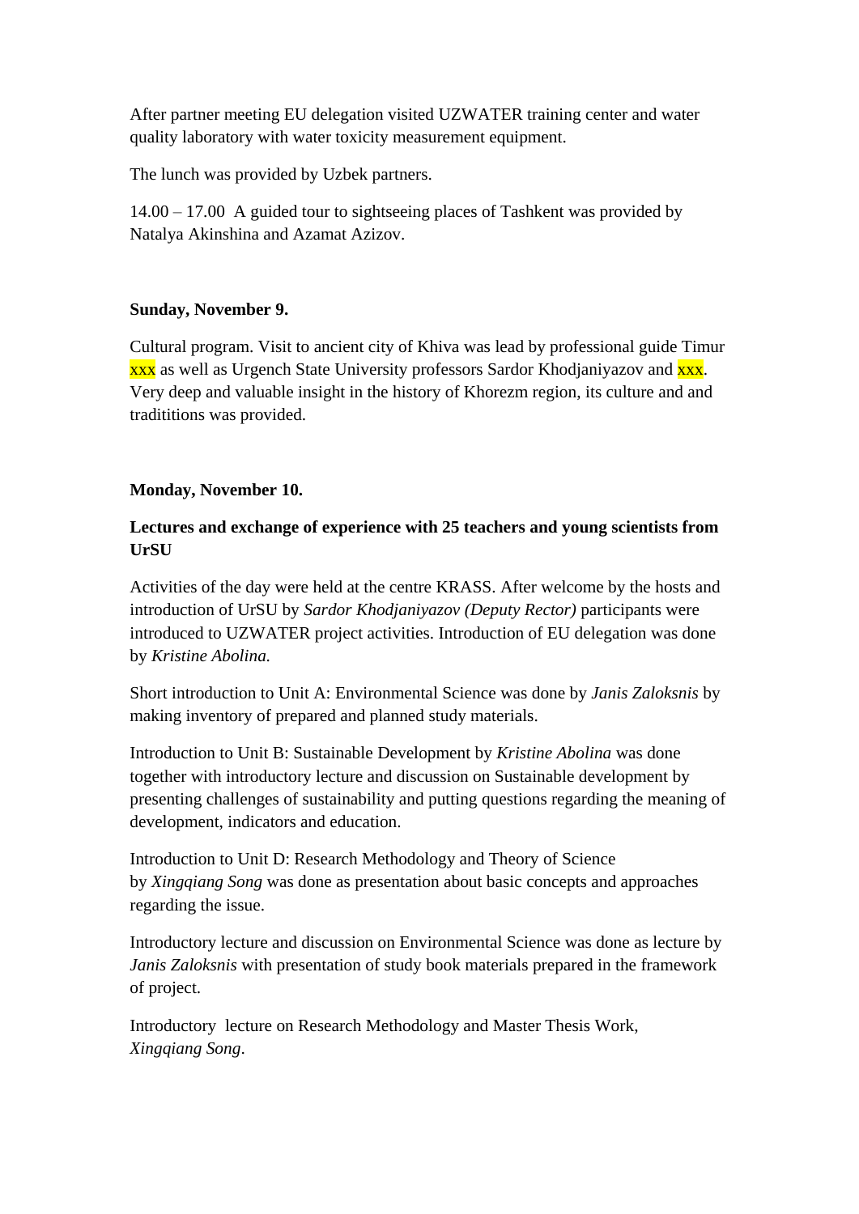After partner meeting EU delegation visited UZWATER training center and water quality laboratory with water toxicity measurement equipment.

The lunch was provided by Uzbek partners.

14.00 – 17.00 A guided tour to sightseeing places of Tashkent was provided by Natalya Akinshina and Azamat Azizov.

**Sunday, November 9.**

Cultural program. Visit to ancient city of Khiva was lead by professional guide Timur xxx as well as Urgench State University professors Sardor Khodjaniyazov and xxx. Very deep and valuable insight in the history of Khorezm region, its culture and and tradititions was provided.

**Monday, November 10.**

**Lectures and exchange of experience with 25 teachers and young scientists from UrSU**

Activities of the day were held at the centre KRASS. After welcome by the hosts and introduction of UrSU by *Sardor Khodjaniyazov (Deputy Rector)* participants were introduced to UZWATER project activities. Introduction of EU delegation was done by *Kristine Abolina.*

Short introduction to Unit A: Environmental Science was done by *Janis Zaloksnis* by making inventory of prepared and planned study materials.

Introduction to Unit B: Sustainable Development by *Kristine Abolina* was done together with introductory lecture and discussion on Sustainable development by presenting challenges of sustainability and putting questions regarding the meaning of development, indicators and education.

Introduction to Unit D: Research Methodology and Theory of Science by *Xingqiang Song* was done as presentation about basic concepts and approaches regarding the issue.

Introductory lecture and discussion on Environmental Science was done as lecture by *Janis Zaloksnis* with presentation of study book materials prepared in the framework of project.

Introductory lecture on Research Methodology and Master Thesis Work, *Xingqiang Song*.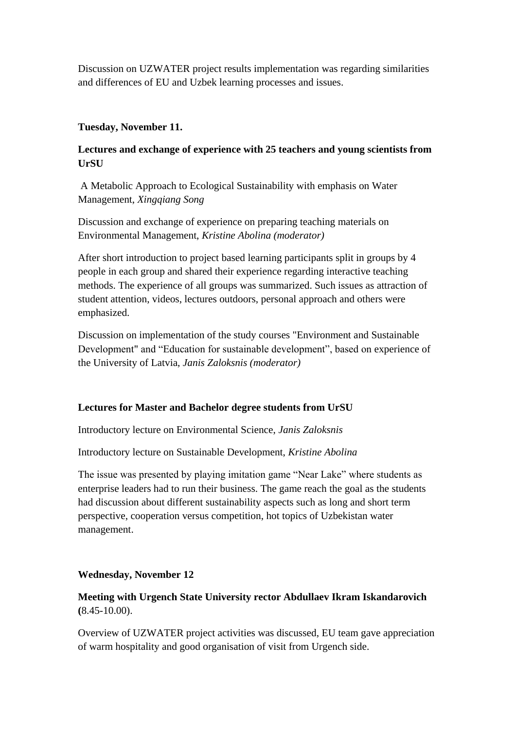Discussion on UZWATER project results implementation was regarding similarities and differences of EU and Uzbek learning processes and issues.

**Tuesday, November 11.**

**Lectures and exchange of experience with 25 teachers and young scientists from UrSU**

A Metabolic Approach to Ecological Sustainability with emphasis on Water Management, *Xingqiang Song*

Discussion and exchange of experience on preparing teaching materials on Environmental Management, *Kristine Abolina (moderator)*

After short introduction to project based learning participants split in groups by 4 people in each group and shared their experience regarding interactive teaching methods. The experience of all groups was summarized. Such issues as attraction of student attention, videos, lectures outdoors, personal approach and others were emphasized.

Discussion on implementation of the study courses "Environment and Sustainable Development" and "Education for sustainable development", based on experience of the University of Latvia, *Janis Zaloksnis (moderator)*

**Lectures for Master and Bachelor degree students from UrSU**

Introductory lecture on Environmental Science, *Janis Zaloksnis*

Introductory lecture on Sustainable Development, *Kristine Abolina*

The issue was presented by playing imitation game "Near Lake" where students as enterprise leaders had to run their business. The game reach the goal as the students had discussion about different sustainability aspects such as long and short term perspective, cooperation versus competition, hot topics of Uzbekistan water management.

**Wednesday, November 12**

**Meeting with Urgench State University rector Abdullaev Ikram Iskandarovich (**8.45-10.00).

Overview of UZWATER project activities was discussed, EU team gave appreciation of warm hospitality and good organisation of visit from Urgench side.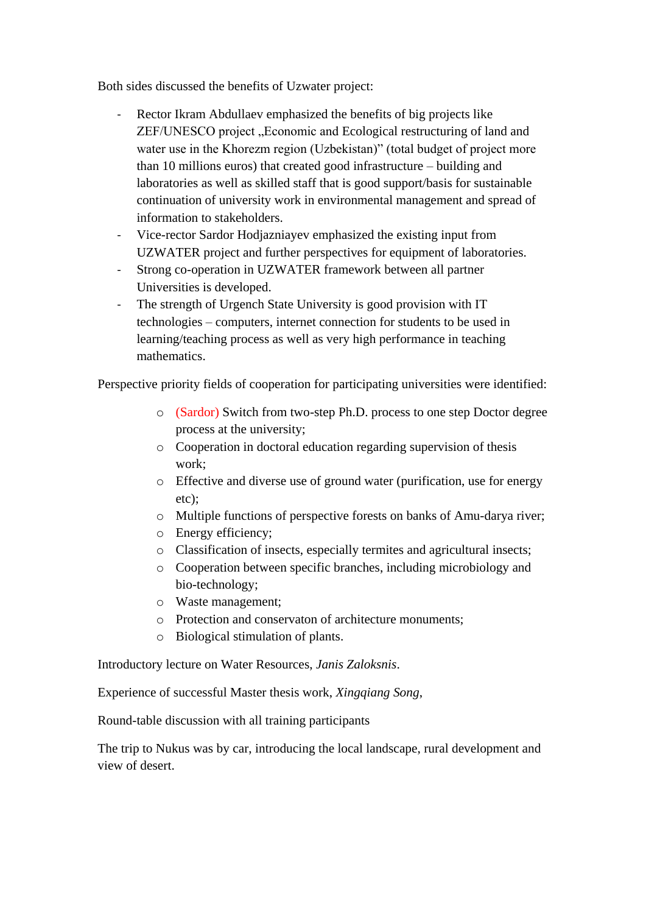Both sides discussed the benefits of Uzwater project:

- Rector Ikram Abdullaev emphasized the benefits of big projects like ZEF/UNESCO project „Economic and Ecological restructuring of land and water use in the Khorezm region (Uzbekistan)" (total budget of project more than 10 millions euros) that created good infrastructure – building and laboratories as well as skilled staff that is good support/basis for sustainable continuation of university work in environmental management and spread of information to stakeholders.
- Vice-rector Sardor Hodjazniayev emphasized the existing input from UZWATER project and further perspectives for equipment of laboratories.
- Strong co-operation in UZWATER framework between all partner Universities is developed.
- The strength of Urgench State University is good provision with IT technologies – computers, internet connection for students to be used in learning/teaching process as well as very high performance in teaching mathematics.

Perspective priority fields of cooperation for participating universities were identified:

- (Sardor) Switch from two-step Ph.D. process to one step Doctor degree process at the university;
- Cooperation in doctoral education regarding supervision of thesis work;
- Effective and diverse use of ground water (purification, use for energy etc);
- Multiple functions of perspective forests on banks of Amu-darya river;
- Energy efficiency;
- Classification of insects, especially termites and agricultural insects;
- Cooperation between specific branches, including microbiology and bio-technology;
- Waste management;
- Protection and conservaton of architecture monuments;
- Biological stimulation of plants.

Introductory lecture on Water Resources, *Janis Zaloksnis*.

Experience of successful Master thesis work, *Xingqiang Song*,

Round-table discussion with all training participants

The trip to Nukus was by car, introducing the local landscape, rural development and view of desert.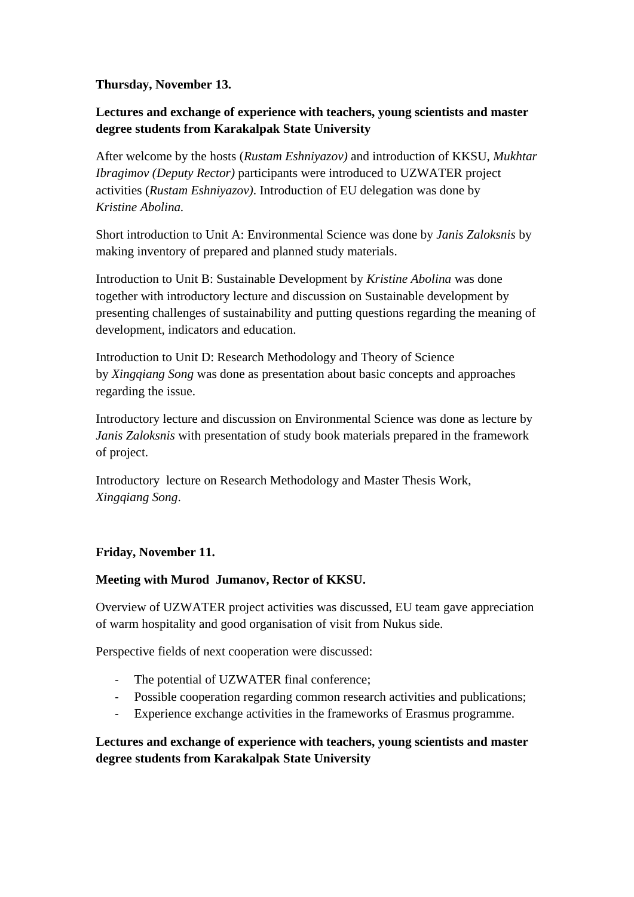**Thursday, November 13.**

**Lectures and exchange of experience with teachers, young scientists and master degree students from Karakalpak State University**

After welcome by the hosts (*Rustam Eshniyazov)* and introduction of KKSU, *Mukhtar Ibragimov (Deputy Rector)* participants were introduced to UZWATER project activities (*Rustam Eshniyazov)*. Introduction of EU delegation was done by *Kristine Abolina.*

Short introduction to Unit A: Environmental Science was done by *Janis Zaloksnis* by making inventory of prepared and planned study materials.

Introduction to Unit B: Sustainable Development by *Kristine Abolina* was done together with introductory lecture and discussion on Sustainable development by presenting challenges of sustainability and putting questions regarding the meaning of development, indicators and education.

Introduction to Unit D: Research Methodology and Theory of Science by *Xingqiang Song* was done as presentation about basic concepts and approaches regarding the issue.

Introductory lecture and discussion on Environmental Science was done as lecture by *Janis Zaloksnis* with presentation of study book materials prepared in the framework of project.

Introductory  lecture on Research Methodology and Master Thesis Work, *Xingqiang Song*.

**Friday, November 11.**

**Meeting with Murod  Jumanov, Rector of KKSU.**

Overview of UZWATER project activities was discussed, EU team gave appreciation of warm hospitality and good organisation of visit from Nukus side.

Perspective fields of next cooperation were discussed:

- The potential of UZWATER final conference;
- Possible cooperation regarding common research activities and publications;
- Experience exchange activities in the frameworks of Erasmus programme.

**Lectures and exchange of experience with teachers, young scientists and master degree students from Karakalpak State University**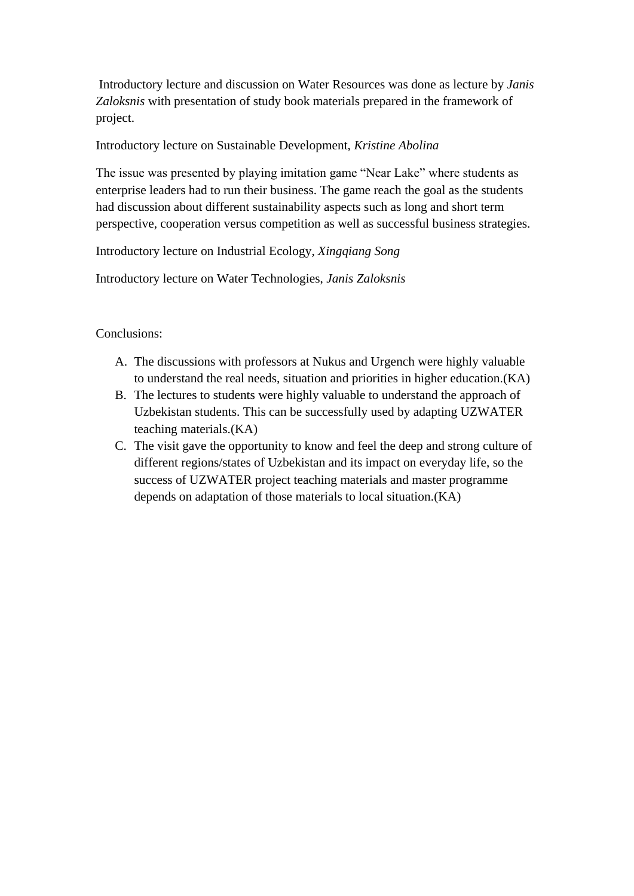Introductory lecture and discussion on Water Resources was done as lecture by *Janis Zaloksnis* with presentation of study book materials prepared in the framework of project.

Introductory lecture on Sustainable Development, *Kristine Abolina*

The issue was presented by playing imitation game "Near Lake" where students as enterprise leaders had to run their business. The game reach the goal as the students had discussion about different sustainability aspects such as long and short term perspective, cooperation versus competition as well as successful business strategies.

Introductory lecture on Industrial Ecology, *Xingqiang Song*

Introductory lecture on Water Technologies, *Janis Zaloksnis*

Conclusions:

A. The discussions with professors at Nukus and Urgench were highly valuable to understand the real needs, situation and priorities in higher education.(KA)
B. The lectures to students were highly valuable to understand the approach of Uzbekistan students. This can be successfully used by adapting UZWATER teaching materials.(KA)
C. The visit gave the opportunity to know and feel the deep and strong culture of different regions/states of Uzbekistan and its impact on everyday life, so the success of UZWATER project teaching materials and master programme depends on adaptation of those materials to local situation.(KA)